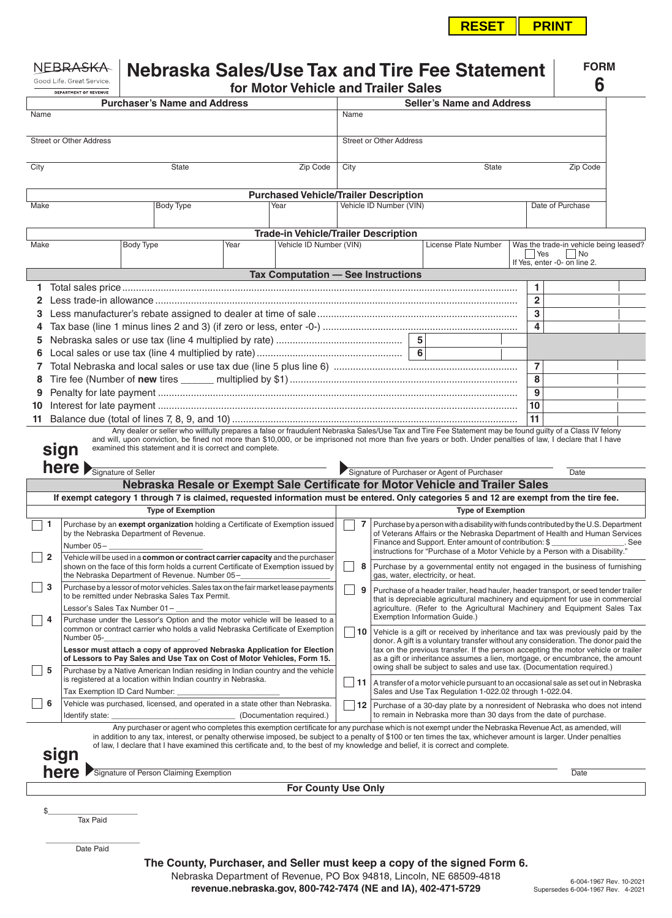# Nebraska Sales/Use Tax and Tire Fee Statement for Motor Vehicle and Trailer Sales

**FORM 6**

NEBRASKA — Good Life. Great Service. — DEPARTMENT OF REVENUE

| Purchaser's Name and Address | | | Seller's Name and Address | | |
|---|---|---|---|---|---|
| Name | | | Name | | |
| Street or Other Address | | | Street or Other Address | | |
| City | State | Zip Code | City | State | Zip Code |

**Purchased Vehicle/Trailer Description**

| Make | Body Type | Year | Vehicle ID Number (VIN) | Date of Purchase |
|---|---|---|---|---|
| | | | | |

**Trade-in Vehicle/Trailer Description**

| Make | Body Type | Year | Vehicle ID Number (VIN) | License Plate Number | Was the trade-in vehicle being leased? ☐ Yes ☐ No If Yes, enter -0- on line 2. |
|---|---|---|---|---|---|
| | | | | | |

**Tax Computation — See Instructions**

| Line | Description | | |
|---|---|---|---|
| 1 | Total sales price | | 1 |
| 2 | Less trade-in allowance | | 2 |
| 3 | Less manufacturer's rebate assigned to dealer at time of sale | | 3 |
| 4 | Tax base (line 1 minus lines 2 and 3) (if zero or less, enter -0-) | | 4 |
| 5 | Nebraska sales or use tax (line 4 multiplied by rate) | 5 | |
| 6 | Local sales or use tax (line 4 multiplied by rate) | 6 | |
| 7 | Total Nebraska and local sales or use tax due (line 5 plus line 6) | | 7 |
| 8 | Tire fee (Number of **new** tires ______ multiplied by $1) | | 8 |
| 9 | Penalty for late payment | | 9 |
| 10 | Interest for late payment | | 10 |
| 11 | Balance due (total of lines 7, 8, 9, and 10) | | 11 |

Any dealer or seller who willfully prepares a false or fraudulent Nebraska Sales/Use Tax and Tire Fee Statement may be found guilty of a Class IV felony and will, upon conviction, be fined not more than $10,000, or be imprisoned not more than five years or both. Under penalties of law, I declare that I have examined this statement and it is correct and complete.

**sign here** Signature of Seller ________ Signature of Purchaser or Agent of Purchaser ________ Date ________

## Nebraska Resale or Exempt Sale Certificate for Motor Vehicle and Trailer Sales

**If exempt category 1 through 7 is claimed, requested information must be entered. Only categories 5 and 12 are exempt from the tire fee.**

**Type of Exemption**

☐ **1** Purchase by an **exempt organization** holding a Certificate of Exemption issued by the Nebraska Department of Revenue. Number 05– ____________________

☐ **2** Vehicle will be used in a **common or contract carrier capacity** and the purchaser shown on the face of this form holds a current Certificate of Exemption issued by the Nebraska Department of Revenue. Number 05– ____________________

☐ **3** Purchase by a lessor of motor vehicles. Sales tax on the fair market lease payments to be remitted under Nebraska Sales Tax Permit. Lessor's Sales Tax Number 01– ____________________

☐ **4** Purchase under the Lessor's Option and the motor vehicle will be leased to a common or contract carrier who holds a valid Nebraska Certificate of Exemption Number 05-____________________.
**Lessor must attach a copy of approved Nebraska Application for Election of Lessors to Pay Sales and Use Tax on Cost of Motor Vehicles, Form 15.**

☐ **5** Purchase by a Native American Indian residing in Indian country and the vehicle is registered at a location within Indian country in Nebraska. Tax Exemption ID Card Number: ____________________

☐ **6** Vehicle was purchased, licensed, and operated in a state other than Nebraska. Identify state: ____________________ (Documentation required.)

☐ **7** Purchase by a person with a disability with funds contributed by the U.S. Department of Veterans Affairs or the Nebraska Department of Health and Human Services Finance and Support. Enter amount of contribution: $ ________________. See instructions for "Purchase of a Motor Vehicle by a Person with a Disability."

☐ **8** Purchase by a governmental entity not engaged in the business of furnishing gas, water, electricity, or heat.

☐ **9** Purchase of a header trailer, head hauler, header transport, or seed tender trailer that is depreciable agricultural machinery and equipment for use in commercial agriculture. (Refer to the Agricultural Machinery and Equipment Sales Tax Exemption Information Guide.)

☐ **10** Vehicle is a gift or received by inheritance and tax was previously paid by the donor. A gift is a voluntary transfer without any consideration. The donor paid the tax on the previous transfer. If the person accepting the motor vehicle or trailer as a gift or inheritance assumes a lien, mortgage, or encumbrance, the amount owing shall be subject to sales and use tax. (Documentation required.)

☐ **11** A transfer of a motor vehicle pursuant to an occasional sale as set out in Nebraska Sales and Use Tax Regulation 1-022.02 through 1-022.04.

☐ **12** Purchase of a 30-day plate by a nonresident of Nebraska who does not intend to remain in Nebraska more than 30 days from the date of purchase.

Any purchaser or agent who completes this exemption certificate for any purchase which is not exempt under the Nebraska Revenue Act, as amended, will in addition to any tax, interest, or penalty otherwise imposed, be subject to a penalty of $100 or ten times the tax, whichever amount is larger. Under penalties of law, I declare that I have examined this certificate and, to the best of my knowledge and belief, it is correct and complete.

**sign here** Signature of Person Claiming Exemption ________ Date ________

**For County Use Only**

$____________________ Tax Paid

____________________ Date Paid

**The County, Purchaser, and Seller must keep a copy of the signed Form 6.**

Nebraska Department of Revenue, PO Box 94818, Lincoln, NE 68509-4818
**revenue.nebraska.gov, 800-742-7474 (NE and IA), 402-471-5729**

6-004-1967 Rev. 10-2021
Supersedes 6-004-1967 Rev. 4-2021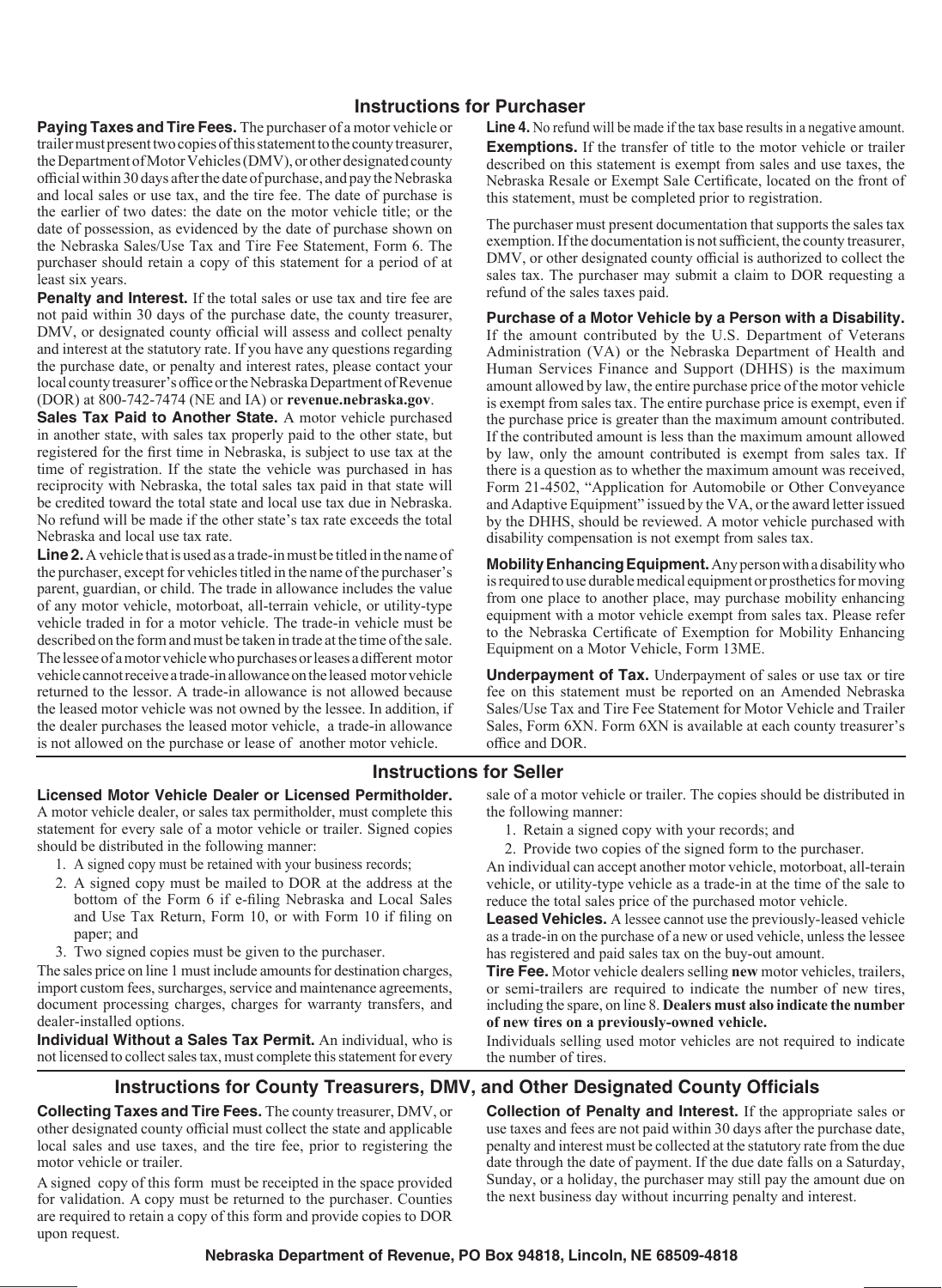## Instructions for Purchaser

**Paying Taxes and Tire Fees.** The purchaser of a motor vehicle or trailer must present two copies of this statement to the county treasurer, the Department of Motor Vehicles (DMV), or other designated county official within 30 days after the date of purchase, and pay the Nebraska and local sales or use tax, and the tire fee. The date of purchase is the earlier of two dates: the date on the motor vehicle title; or the date of possession, as evidenced by the date of purchase shown on the Nebraska Sales/Use Tax and Tire Fee Statement, Form 6. The purchaser should retain a copy of this statement for a period of at least six years.

**Penalty and Interest.** If the total sales or use tax and tire fee are not paid within 30 days of the purchase date, the county treasurer, DMV, or designated county official will assess and collect penalty and interest at the statutory rate. If you have any questions regarding the purchase date, or penalty and interest rates, please contact your local county treasurer's office or the Nebraska Department of Revenue (DOR) at 800-742-7474 (NE and IA) or **revenue.nebraska.gov**.

**Sales Tax Paid to Another State.** A motor vehicle purchased in another state, with sales tax properly paid to the other state, but registered for the first time in Nebraska, is subject to use tax at the time of registration. If the state the vehicle was purchased in has reciprocity with Nebraska, the total sales tax paid in that state will be credited toward the total state and local use tax due in Nebraska. No refund will be made if the other state's tax rate exceeds the total Nebraska and local use tax rate.

**Line 2.** A vehicle that is used as a trade-in must be titled in the name of the purchaser, except for vehicles titled in the name of the purchaser's parent, guardian, or child. The trade in allowance includes the value of any motor vehicle, motorboat, all-terrain vehicle, or utility-type vehicle traded in for a motor vehicle. The trade-in vehicle must be described on the form and must be taken in trade at the time of the sale. The lessee of a motor vehicle who purchases or leases a different motor vehicle cannot receive a trade-in allowance on the leased motor vehicle returned to the lessor. A trade-in allowance is not allowed because the leased motor vehicle was not owned by the lessee. In addition, if the dealer purchases the leased motor vehicle, a trade-in allowance is not allowed on the purchase or lease of another motor vehicle.

**Line 4.** No refund will be made if the tax base results in a negative amount.

**Exemptions.** If the transfer of title to the motor vehicle or trailer described on this statement is exempt from sales and use taxes, the Nebraska Resale or Exempt Sale Certificate, located on the front of this statement, must be completed prior to registration.

The purchaser must present documentation that supports the sales tax exemption. If the documentation is not sufficient, the county treasurer, DMV, or other designated county official is authorized to collect the sales tax. The purchaser may submit a claim to DOR requesting a refund of the sales taxes paid.

**Purchase of a Motor Vehicle by a Person with a Disability.** If the amount contributed by the U.S. Department of Veterans Administration (VA) or the Nebraska Department of Health and Human Services Finance and Support (DHHS) is the maximum amount allowed by law, the entire purchase price of the motor vehicle is exempt from sales tax. The entire purchase price is exempt, even if the purchase price is greater than the maximum amount contributed. If the contributed amount is less than the maximum amount allowed by law, only the amount contributed is exempt from sales tax. If there is a question as to whether the maximum amount was received, Form 21-4502, "Application for Automobile or Other Conveyance and Adaptive Equipment" issued by the VA, or the award letter issued by the DHHS, should be reviewed. A motor vehicle purchased with disability compensation is not exempt from sales tax.

**Mobility Enhancing Equipment.** Any person with a disability who is required to use durable medical equipment or prosthetics for moving from one place to another place, may purchase mobility enhancing equipment with a motor vehicle exempt from sales tax. Please refer to the Nebraska Certificate of Exemption for Mobility Enhancing Equipment on a Motor Vehicle, Form 13ME.

**Underpayment of Tax.** Underpayment of sales or use tax or tire fee on this statement must be reported on an Amended Nebraska Sales/Use Tax and Tire Fee Statement for Motor Vehicle and Trailer Sales, Form 6XN. Form 6XN is available at each county treasurer's office and DOR.

## Instructions for Seller

**Licensed Motor Vehicle Dealer or Licensed Permitholder.** A motor vehicle dealer, or sales tax permitholder, must complete this statement for every sale of a motor vehicle or trailer. Signed copies should be distributed in the following manner:

1. A signed copy must be retained with your business records;
2. A signed copy must be mailed to DOR at the address at the bottom of the Form 6 if e-filing Nebraska and Local Sales and Use Tax Return, Form 10, or with Form 10 if filing on paper; and
3. Two signed copies must be given to the purchaser.

The sales price on line 1 must include amounts for destination charges, import custom fees, surcharges, service and maintenance agreements, document processing charges, charges for warranty transfers, and dealer-installed options.

**Individual Without a Sales Tax Permit.** An individual, who is not licensed to collect sales tax, must complete this statement for every sale of a motor vehicle or trailer. The copies should be distributed in the following manner:

1. Retain a signed copy with your records; and
2. Provide two copies of the signed form to the purchaser.

An individual can accept another motor vehicle, motorboat, all-terrain vehicle, or utility-type vehicle as a trade-in at the time of the sale to reduce the total sales price of the purchased motor vehicle.

**Leased Vehicles.** A lessee cannot use the previously-leased vehicle as a trade-in on the purchase of a new or used vehicle, unless the lessee has registered and paid sales tax on the buy-out amount.

**Tire Fee.** Motor vehicle dealers selling **new** motor vehicles, trailers, or semi-trailers are required to indicate the number of new tires, including the spare, on line 8. **Dealers must also indicate the number of new tires on a previously-owned vehicle.**

Individuals selling used motor vehicles are not required to indicate the number of tires.

## Instructions for County Treasurers, DMV, and Other Designated County Officials

**Collecting Taxes and Tire Fees.** The county treasurer, DMV, or other designated county official must collect the state and applicable local sales and use taxes, and the tire fee, prior to registering the motor vehicle or trailer.

A signed copy of this form must be receipted in the space provided for validation. A copy must be returned to the purchaser. Counties are required to retain a copy of this form and provide copies to DOR upon request.

**Collection of Penalty and Interest.** If the appropriate sales or use taxes and fees are not paid within 30 days after the purchase date, penalty and interest must be collected at the statutory rate from the due date through the date of payment. If the due date falls on a Saturday, Sunday, or a holiday, the purchaser may still pay the amount due on the next business day without incurring penalty and interest.

**Nebraska Department of Revenue, PO Box 94818, Lincoln, NE 68509-4818**